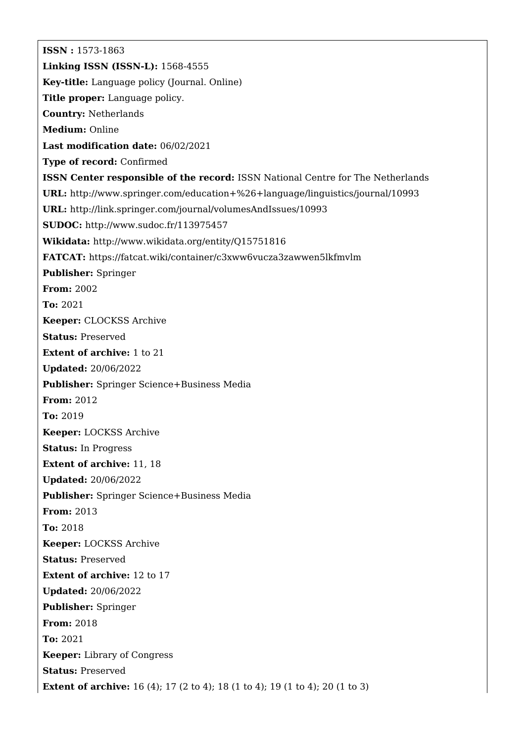**ISSN :** 1573-1863

**Linking ISSN (ISSN-L):** 1568-4555

**Key-title:** Language policy (Journal. Online)

**Title proper:** Language policy.

**Country:** Netherlands

**Medium:** Online

**Last modification date:** 06/02/2021

**Type of record:** Confirmed

**ISSN Center responsible of the record:** ISSN National Centre for The Netherlands

**URL:** http://www.springer.com/education+%26+language/linguistics/journal/10993

**URL:** http://link.springer.com/journal/volumesAndIssues/10993

**SUDOC:** http://www.sudoc.fr/113975457

**Wikidata:** http://www.wikidata.org/entity/Q15751816

**FATCAT:** https://fatcat.wiki/container/c3xww6vucza3zawwen5lkfmvlm

**Publisher:** Springer

**From:** 2002

**To:** 2021

**Keeper:** CLOCKSS Archive

**Status:** Preserved

**Extent of archive:** 1 to 21

**Updated:** 20/06/2022

**Publisher:** Springer Science+Business Media

**From:** 2012

**To:** 2019

**Keeper:** LOCKSS Archive

**Status:** In Progress

**Extent of archive:** 11, 18

**Updated:** 20/06/2022

**Publisher:** Springer Science+Business Media

**From:** 2013

**To:** 2018

**Keeper:** LOCKSS Archive

**Status:** Preserved

**Extent of archive:** 12 to 17

**Updated:** 20/06/2022

**Publisher:** Springer

**From:** 2018

**To:** 2021

**Keeper:** Library of Congress

**Status:** Preserved

**Extent of archive:** 16 (4); 17 (2 to 4); 18 (1 to 4); 19 (1 to 4); 20 (1 to 3)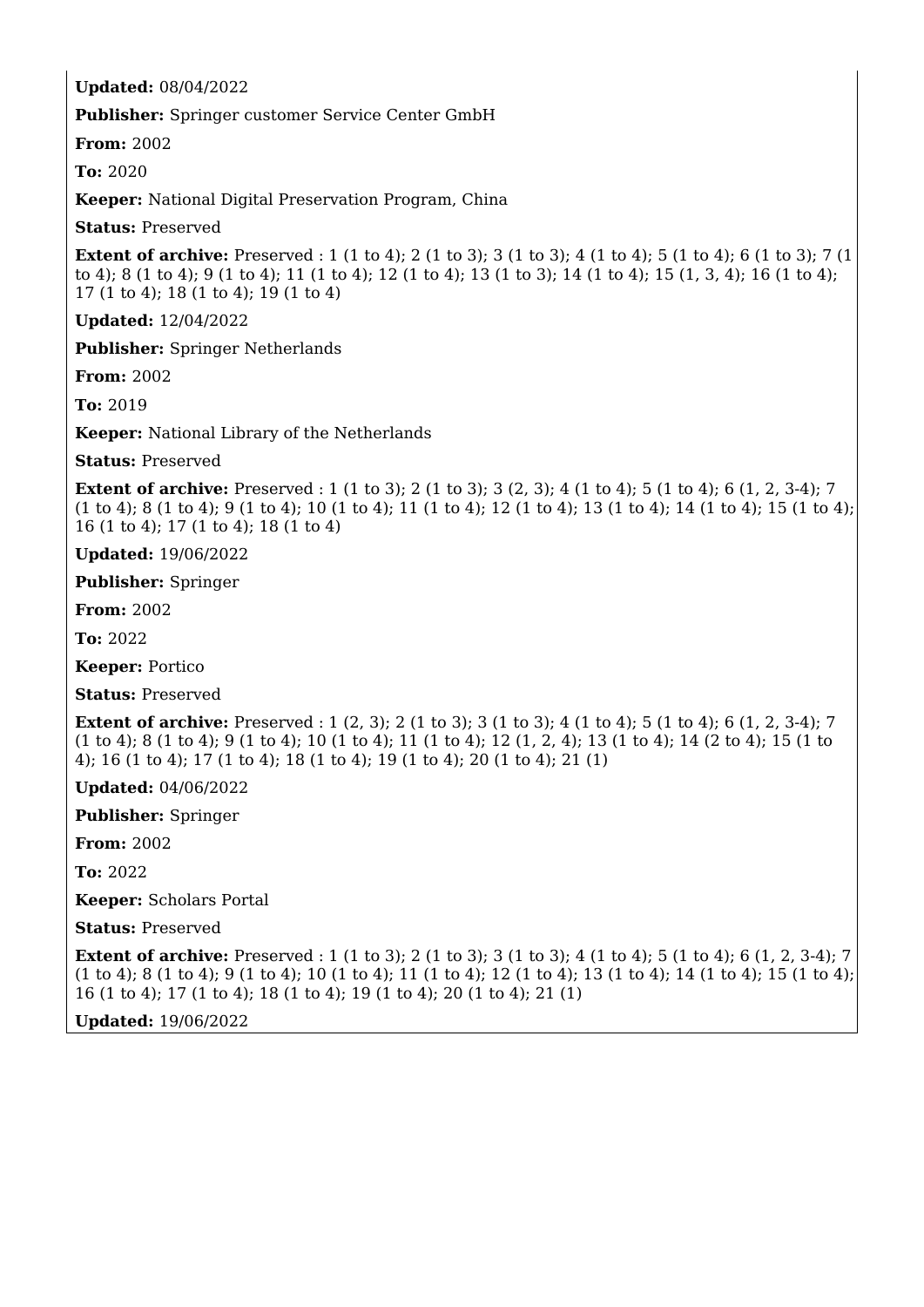**Updated:** 08/04/2022

**Publisher:** Springer customer Service Center GmbH

**From:** 2002

**To:** 2020

**Keeper:** National Digital Preservation Program, China

**Status:** Preserved

**Extent of archive:** Preserved : 1 (1 to 4); 2 (1 to 3); 3 (1 to 3); 4 (1 to 4); 5 (1 to 4); 6 (1 to 3); 7 (1 to 4); 8 (1 to 4); 9 (1 to 4); 11 (1 to 4); 12 (1 to 4); 13 (1 to 3); 14 (1 to 4); 15 (1, 3, 4); 16 (1 to 4); 17 (1 to 4); 18 (1 to 4); 19 (1 to 4)

**Updated:** 12/04/2022

**Publisher:** Springer Netherlands

**From:** 2002

**To:** 2019

**Keeper:** National Library of the Netherlands

**Status:** Preserved

**Extent of archive:** Preserved : 1 (1 to 3); 2 (1 to 3); 3 (2, 3); 4 (1 to 4); 5 (1 to 4); 6 (1, 2, 3-4); 7 (1 to 4); 8 (1 to 4); 9 (1 to 4); 10 (1 to 4); 11 (1 to 4); 12 (1 to 4); 13 (1 to 4); 14 (1 to 4); 15 (1 to 4); 16 (1 to 4); 17 (1 to 4); 18 (1 to 4)

**Updated:** 19/06/2022

**Publisher:** Springer

**From:** 2002

**To:** 2022

**Keeper:** Portico

**Status:** Preserved

**Extent of archive:** Preserved : 1 (2, 3); 2 (1 to 3); 3 (1 to 3); 4 (1 to 4); 5 (1 to 4); 6 (1, 2, 3-4); 7 (1 to 4); 8 (1 to 4); 9 (1 to 4); 10 (1 to 4); 11 (1 to 4); 12 (1, 2, 4); 13 (1 to 4); 14 (2 to 4); 15 (1 to 4); 16 (1 to 4); 17 (1 to 4); 18 (1 to 4); 19 (1 to 4); 20 (1 to 4); 21 (1)

**Updated:** 04/06/2022

**Publisher:** Springer

**From:** 2002

**To:** 2022

**Keeper:** Scholars Portal

**Status:** Preserved

**Extent of archive:** Preserved : 1 (1 to 3); 2 (1 to 3); 3 (1 to 3); 4 (1 to 4); 5 (1 to 4); 6 (1, 2, 3-4); 7 (1 to 4); 8 (1 to 4); 9 (1 to 4); 10 (1 to 4); 11 (1 to 4); 12 (1 to 4); 13 (1 to 4); 14 (1 to 4); 15 (1 to 4); 16 (1 to 4); 17 (1 to 4); 18 (1 to 4); 19 (1 to 4); 20 (1 to 4); 21 (1)

**Updated:** 19/06/2022